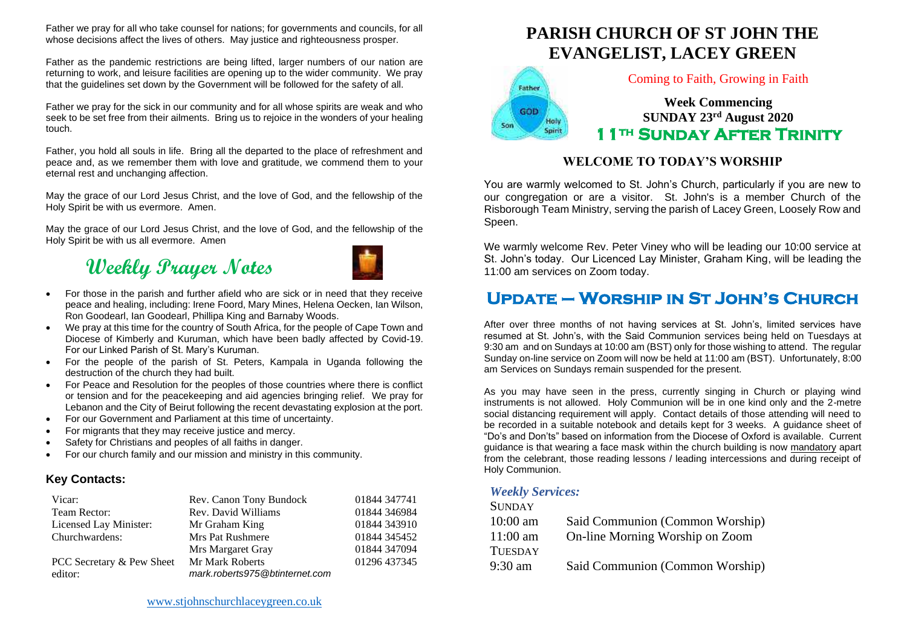Father we pray for all who take counsel for nations; for governments and councils, for all whose decisions affect the lives of others. May justice and righteousness prosper.

Father as the pandemic restrictions are being lifted, larger numbers of our nation are returning to work, and leisure facilities are opening up to the wider community. We pray that the guidelines set down by the Government will be followed for the safety of all.

Father we pray for the sick in our community and for all whose spirits are weak and who seek to be set free from their ailments. Bring us to rejoice in the wonders of your healing touch.

Father, you hold all souls in life. Bring all the departed to the place of refreshment and peace and, as we remember them with love and gratitude, we commend them to your eternal rest and unchanging affection.

May the grace of our Lord Jesus Christ, and the love of God, and the fellowship of the Holy Spirit be with us evermore. Amen.

May the grace of our Lord Jesus Christ, and the love of God, and the fellowship of the Holy Spirit be with us all evermore. Amen

## Weekly Prayer Notes

- For those in the parish and further afield who are sick or in need that they receive peace and healing, including: Irene Foord, Mary Mines, Helena Oecken, Ian Wilson, Ron Goodearl, Ian Goodearl, Phillipa King and Barnaby Woods.
- We pray at this time for the country of South Africa, for the people of Cape Town and Diocese of Kimberly and Kuruman, which have been badly affected by Covid-19. For our Linked Parish of St. Mary's Kuruman.
- For the people of the parish of St. Peters, Kampala in Uganda following the destruction of the church they had built.
- For Peace and Resolution for the peoples of those countries where there is conflict or tension and for the peacekeeping and aid agencies bringing relief. We pray for Lebanon and the City of Beirut following the recent devastating explosion at the port.
- For our Government and Parliament at this time of uncertainty.
- For migrants that they may receive justice and mercy.
- Safety for Christians and peoples of all faiths in danger.
- For our church family and our mission and ministry in this community.

### Key Contacts:

| | | |
|---|---|---|
| Vicar: | Rev. Canon Tony Bundock | 01844 347741 |
| Team Rector: | Rev. David Williams | 01844 346984 |
| Licensed Lay Minister: | Mr Graham King | 01844 343910 |
| Churchwardens: | Mrs Pat Rushmere | 01844 345452 |
| | Mrs Margaret Gray | 01844 347094 |
| PCC Secretary & Pew Sheet editor: | Mr Mark Roberts mark.roberts975@btinternet.com | 01296 437345 |

www.stjohnschurchlaceygreen.co.uk

# PARISH CHURCH OF ST JOHN THE EVANGELIST, LACEY GREEN

Coming to Faith, Growing in Faith

**Week Commencing**
**SUNDAY 23rd August 2020**
## 11TH SUNDAY AFTER TRINITY

### WELCOME TO TODAY'S WORSHIP

You are warmly welcomed to St. John's Church, particularly if you are new to our congregation or are a visitor. St. John's is a member Church of the Risborough Team Ministry, serving the parish of Lacey Green, Loosely Row and Speen.

We warmly welcome Rev. Peter Viney who will be leading our 10:00 service at St. John's today. Our Licenced Lay Minister, Graham King, will be leading the 11:00 am services on Zoom today.

## UPDATE – WORSHIP IN ST JOHN'S CHURCH

After over three months of not having services at St. John's, limited services have resumed at St. John's, with the Said Communion services being held on Tuesdays at 9:30 am and on Sundays at 10:00 am (BST) only for those wishing to attend. The regular Sunday on-line service on Zoom will now be held at 11:00 am (BST). Unfortunately, 8:00 am Services on Sundays remain suspended for the present.

As you may have seen in the press, currently singing in Church or playing wind instruments is not allowed. Holy Communion will be in one kind only and the 2-metre social distancing requirement will apply. Contact details of those attending will need to be recorded in a suitable notebook and details kept for 3 weeks. A guidance sheet of "Do's and Don'ts" based on information from the Diocese of Oxford is available. Current guidance is that wearing a face mask within the church building is now mandatory apart from the celebrant, those reading lessons / leading intercessions and during receipt of Holy Communion.

### *Weekly Services:*

SUNDAY

| | |
|---|---|
| 10:00 am | Said Communion (Common Worship) |
| 11:00 am | On-line Morning Worship on Zoom |

TUESDAY

| | |
|---|---|
| 9:30 am | Said Communion (Common Worship) |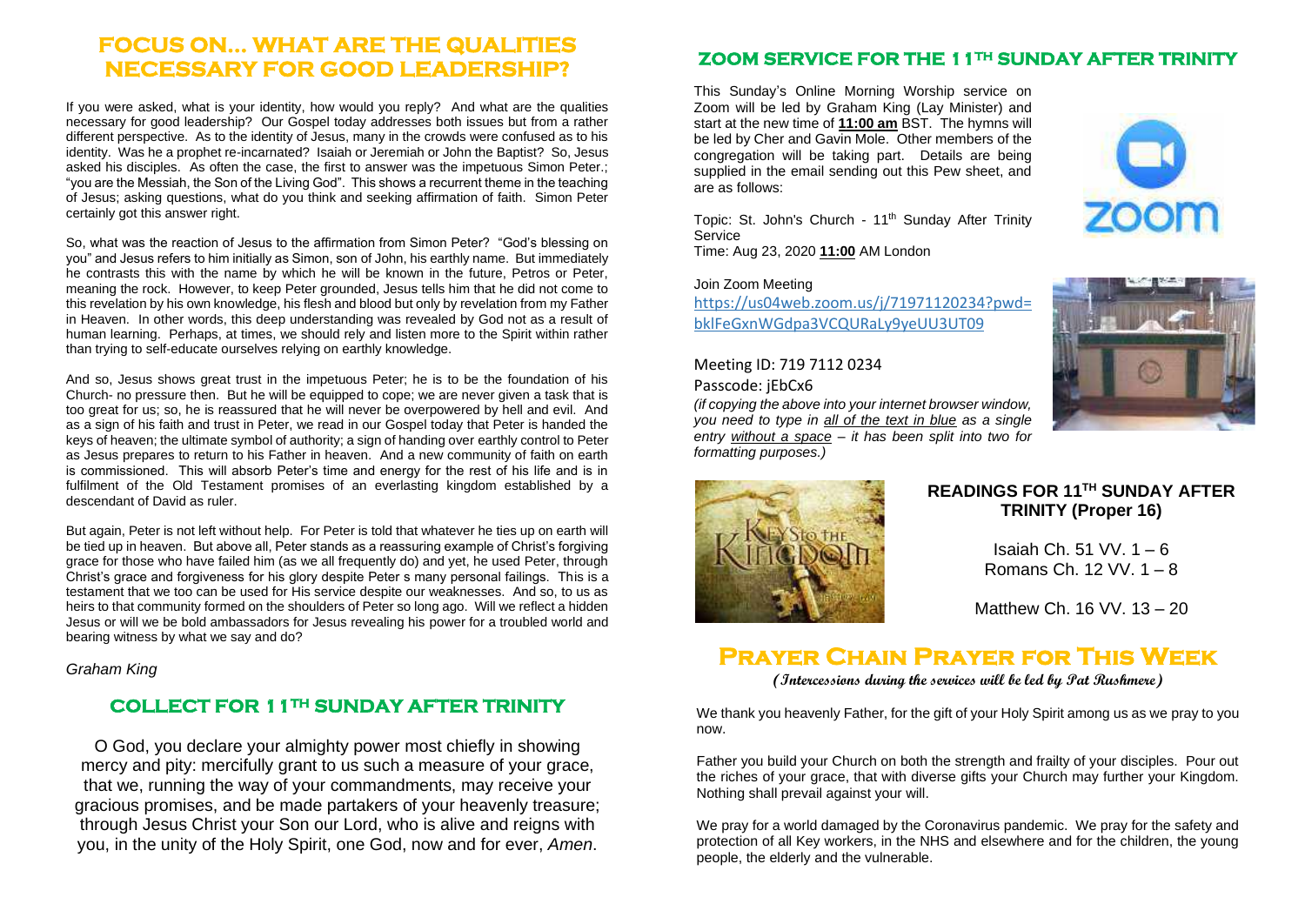# FOCUS ON... WHAT ARE THE QUALITIES NECESSARY FOR GOOD LEADERSHIP?

If you were asked, what is your identity, how would you reply? And what are the qualities necessary for good leadership? Our Gospel today addresses both issues but from a rather different perspective. As to the identity of Jesus, many in the crowds were confused as to his identity. Was he a prophet re-incarnated? Isaiah or Jeremiah or John the Baptist? So, Jesus asked his disciples. As often the case, the first to answer was the impetuous Simon Peter.; "you are the Messiah, the Son of the Living God". This shows a recurrent theme in the teaching of Jesus; asking questions, what do you think and seeking affirmation of faith. Simon Peter certainly got this answer right.

So, what was the reaction of Jesus to the affirmation from Simon Peter? "God's blessing on you" and Jesus refers to him initially as Simon, son of John, his earthly name. But immediately he contrasts this with the name by which he will be known in the future, Petros or Peter, meaning the rock. However, to keep Peter grounded, Jesus tells him that he did not come to this revelation by his own knowledge, his flesh and blood but only by revelation from my Father in Heaven. In other words, this deep understanding was revealed by God not as a result of human learning. Perhaps, at times, we should rely and listen more to the Spirit within rather than trying to self-educate ourselves relying on earthly knowledge.

And so, Jesus shows great trust in the impetuous Peter; he is to be the foundation of his Church- no pressure then. But he will be equipped to cope; we are never given a task that is too great for us; so, he is reassured that he will never be overpowered by hell and evil. And as a sign of his faith and trust in Peter, we read in our Gospel today that Peter is handed the keys of heaven; the ultimate symbol of authority; a sign of handing over earthly control to Peter as Jesus prepares to return to his Father in heaven. And a new community of faith on earth is commissioned. This will absorb Peter's time and energy for the rest of his life and is in fulfilment of the Old Testament promises of an everlasting kingdom established by a descendant of David as ruler.

But again, Peter is not left without help. For Peter is told that whatever he ties up on earth will be tied up in heaven. But above all, Peter stands as a reassuring example of Christ's forgiving grace for those who have failed him (as we all frequently do) and yet, he used Peter, through Christ's grace and forgiveness for his glory despite Peter s many personal failings. This is a testament that we too can be used for His service despite our weaknesses. And so, to us as heirs to that community formed on the shoulders of Peter so long ago. Will we reflect a hidden Jesus or will we be bold ambassadors for Jesus revealing his power for a troubled world and bearing witness by what we say and do?

*Graham King*

## COLLECT FOR 11TH SUNDAY AFTER TRINITY

O God, you declare your almighty power most chiefly in showing mercy and pity: mercifully grant to us such a measure of your grace, that we, running the way of your commandments, may receive your gracious promises, and be made partakers of your heavenly treasure; through Jesus Christ your Son our Lord, who is alive and reigns with you, in the unity of the Holy Spirit, one God, now and for ever, *Amen*.

## ZOOM SERVICE FOR THE 11TH SUNDAY AFTER TRINITY

This Sunday's Online Morning Worship service on Zoom will be led by Graham King (Lay Minister) and start at the new time of **11:00 am** BST. The hymns will be led by Cher and Gavin Mole. Other members of the congregation will be taking part. Details are being supplied in the email sending out this Pew sheet, and are as follows:

Topic: St. John's Church - 11th Sunday After Trinity Service
Time: Aug 23, 2020 **11:00** AM London

Join Zoom Meeting
https://us04web.zoom.us/j/71971120234?pwd=bklFeGxnWGdpa3VCQURaLy9yeUU3UT09

Meeting ID: 719 7112 0234
Passcode: jEbCx6

*(if copying the above into your internet browser window, you need to type in all of the text in blue as a single entry without a space – it has been split into two for formatting purposes.)*

## READINGS FOR 11TH SUNDAY AFTER TRINITY (Proper 16)

Isaiah Ch. 51 VV. 1 – 6
Romans Ch. 12 VV. 1 – 8

Matthew Ch. 16 VV. 13 – 20

# Prayer Chain Prayer for This Week

**(Intercessions during the services will be led by Pat Rushmere)**

We thank you heavenly Father, for the gift of your Holy Spirit among us as we pray to you now.

Father you build your Church on both the strength and frailty of your disciples. Pour out the riches of your grace, that with diverse gifts your Church may further your Kingdom. Nothing shall prevail against your will.

We pray for a world damaged by the Coronavirus pandemic. We pray for the safety and protection of all Key workers, in the NHS and elsewhere and for the children, the young people, the elderly and the vulnerable.